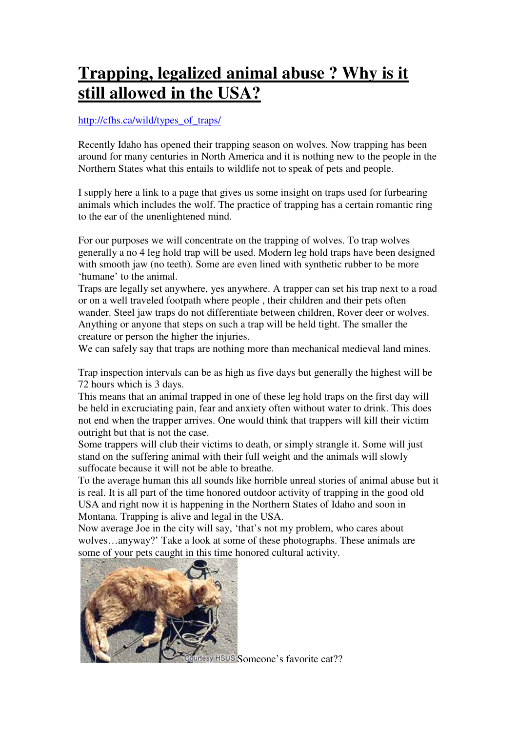# Trapping, legalized animal abuse ? Why is it still allowed in the USA?

http://cfhs.ca/wild/types_of_traps/

Recently Idaho has opened their trapping season on wolves. Now trapping has been around for many centuries in North America and it is nothing new to the people in the Northern States what this entails to wildlife not to speak of pets and people.

I supply here a link to a page that gives us some insight on traps used for furbearing animals which includes the wolf. The practice of trapping has a certain romantic ring to the ear of the unenlightened mind.

For our purposes we will concentrate on the trapping of wolves. To trap wolves generally a no 4 leg hold trap will be used. Modern leg hold traps have been designed with smooth jaw (no teeth). Some are even lined with synthetic rubber to be more 'humane' to the animal.

Traps are legally set anywhere, yes anywhere. A trapper can set his trap next to a road or on a well traveled footpath where people , their children and their pets often wander. Steel jaw traps do not differentiate between children, Rover deer or wolves. Anything or anyone that steps on such a trap will be held tight. The smaller the creature or person the higher the injuries.

We can safely say that traps are nothing more than mechanical medieval land mines.

Trap inspection intervals can be as high as five days but generally the highest will be 72 hours which is 3 days.

This means that an animal trapped in one of these leg hold traps on the first day will be held in excruciating pain, fear and anxiety often without water to drink. This does not end when the trapper arrives. One would think that trappers will kill their victim outright but that is not the case.

Some trappers will club their victims to death, or simply strangle it. Some will just stand on the suffering animal with their full weight and the animals will slowly suffocate because it will not be able to breathe.

To the average human this all sounds like horrible unreal stories of animal abuse but it is real. It is all part of the time honored outdoor activity of trapping in the good old USA and right now it is happening in the Northern States of Idaho and soon in Montana. Trapping is alive and legal in the USA.

Now average Joe in the city will say, 'that's not my problem, who cares about wolves…anyway?' Take a look at some of these photographs. These animals are some of your pets caught in this time honored cultural activity.

Courtesy HSUS Someone's favorite cat??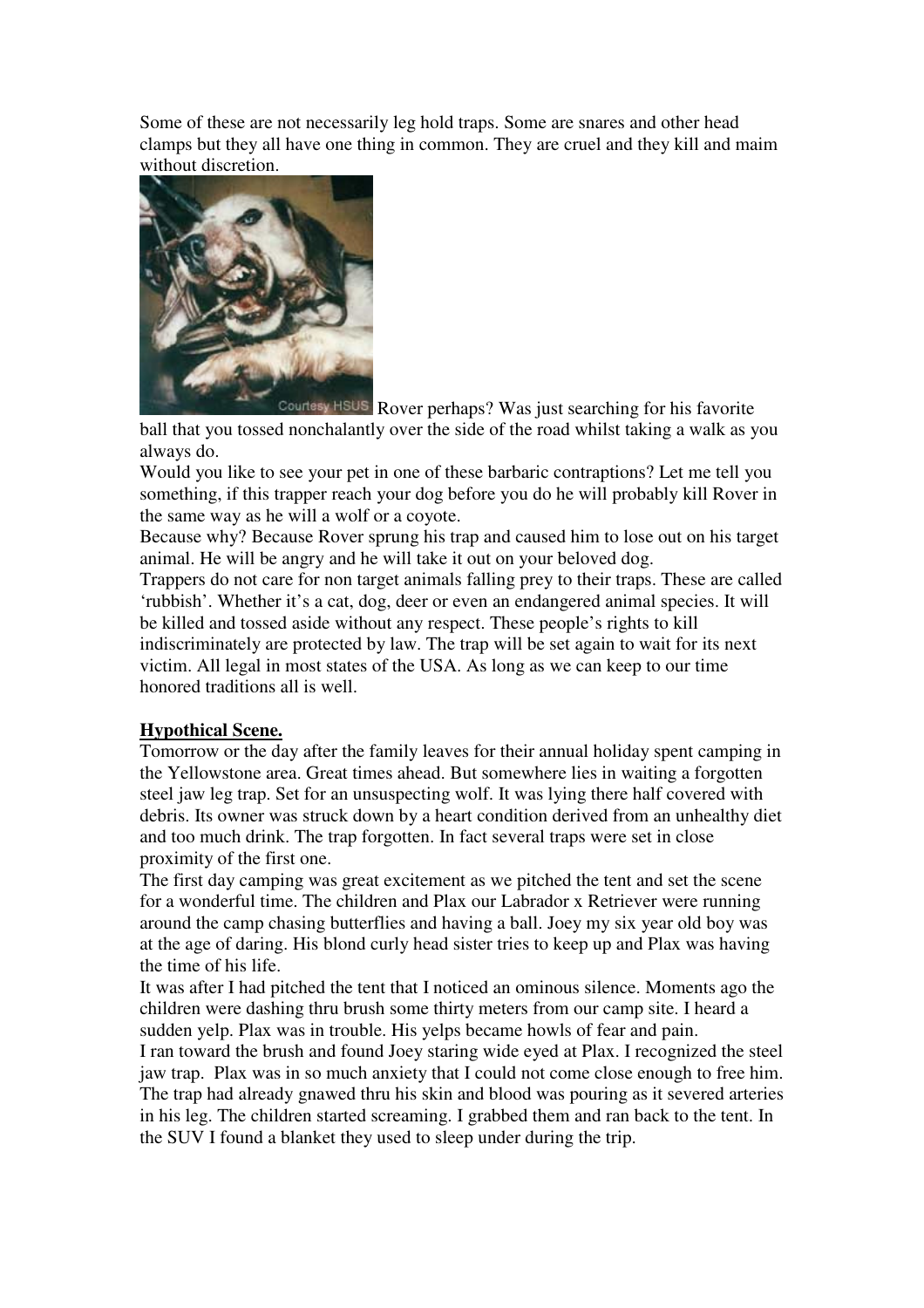Some of these are not necessarily leg hold traps. Some are snares and other head clamps but they all have one thing in common. They are cruel and they kill and maim without discretion.

Courtesy HSUS Rover perhaps? Was just searching for his favorite ball that you tossed nonchalantly over the side of the road whilst taking a walk as you always do.

Would you like to see your pet in one of these barbaric contraptions? Let me tell you something, if this trapper reach your dog before you do he will probably kill Rover in the same way as he will a wolf or a coyote.

Because why? Because Rover sprung his trap and caused him to lose out on his target animal. He will be angry and he will take it out on your beloved dog.

Trappers do not care for non target animals falling prey to their traps. These are called 'rubbish'. Whether it's a cat, dog, deer or even an endangered animal species. It will be killed and tossed aside without any respect. These people's rights to kill indiscriminately are protected by law. The trap will be set again to wait for its next victim. All legal in most states of the USA. As long as we can keep to our time honored traditions all is well.

**Hypothical Scene.**

Tomorrow or the day after the family leaves for their annual holiday spent camping in the Yellowstone area. Great times ahead. But somewhere lies in waiting a forgotten steel jaw leg trap. Set for an unsuspecting wolf. It was lying there half covered with debris. Its owner was struck down by a heart condition derived from an unhealthy diet and too much drink. The trap forgotten. In fact several traps were set in close proximity of the first one.

The first day camping was great excitement as we pitched the tent and set the scene for a wonderful time. The children and Plax our Labrador x Retriever were running around the camp chasing butterflies and having a ball. Joey my six year old boy was at the age of daring. His blond curly head sister tries to keep up and Plax was having the time of his life.

It was after I had pitched the tent that I noticed an ominous silence. Moments ago the children were dashing thru brush some thirty meters from our camp site. I heard a sudden yelp. Plax was in trouble. His yelps became howls of fear and pain.

I ran toward the brush and found Joey staring wide eyed at Plax. I recognized the steel jaw trap. Plax was in so much anxiety that I could not come close enough to free him. The trap had already gnawed thru his skin and blood was pouring as it severed arteries in his leg. The children started screaming. I grabbed them and ran back to the tent. In the SUV I found a blanket they used to sleep under during the trip.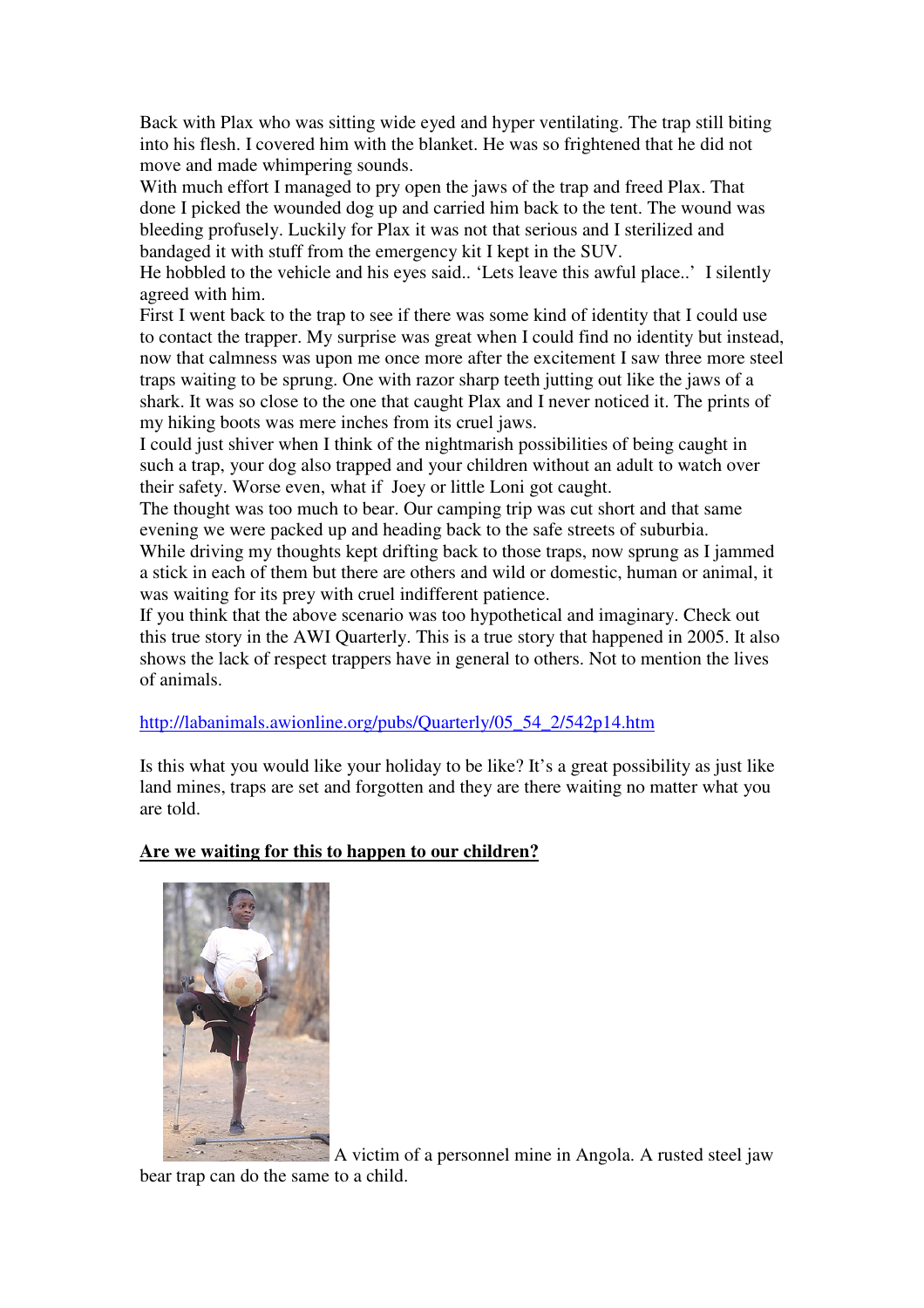Back with Plax who was sitting wide eyed and hyper ventilating. The trap still biting into his flesh. I covered him with the blanket. He was so frightened that he did not move and made whimpering sounds.
With much effort I managed to pry open the jaws of the trap and freed Plax. That done I picked the wounded dog up and carried him back to the tent. The wound was bleeding profusely. Luckily for Plax it was not that serious and I sterilized and bandaged it with stuff from the emergency kit I kept in the SUV.
He hobbled to the vehicle and his eyes said.. 'Lets leave this awful place..' I silently agreed with him.
First I went back to the trap to see if there was some kind of identity that I could use to contact the trapper. My surprise was great when I could find no identity but instead, now that calmness was upon me once more after the excitement I saw three more steel traps waiting to be sprung. One with razor sharp teeth jutting out like the jaws of a shark. It was so close to the one that caught Plax and I never noticed it. The prints of my hiking boots was mere inches from its cruel jaws.
I could just shiver when I think of the nightmarish possibilities of being caught in such a trap, your dog also trapped and your children without an adult to watch over their safety. Worse even, what if Joey or little Loni got caught.
The thought was too much to bear. Our camping trip was cut short and that same evening we were packed up and heading back to the safe streets of suburbia.
While driving my thoughts kept drifting back to those traps, now sprung as I jammed a stick in each of them but there are others and wild or domestic, human or animal, it was waiting for its prey with cruel indifferent patience.
If you think that the above scenario was too hypothetical and imaginary. Check out this true story in the AWI Quarterly. This is a true story that happened in 2005. It also shows the lack of respect trappers have in general to others. Not to mention the lives of animals.

http://labanimals.awionline.org/pubs/Quarterly/05_54_2/542p14.htm

Is this what you would like your holiday to be like? It's a great possibility as just like land mines, traps are set and forgotten and they are there waiting no matter what you are told.

**Are we waiting for this to happen to our children?**

A victim of a personnel mine in Angola. A rusted steel jaw bear trap can do the same to a child.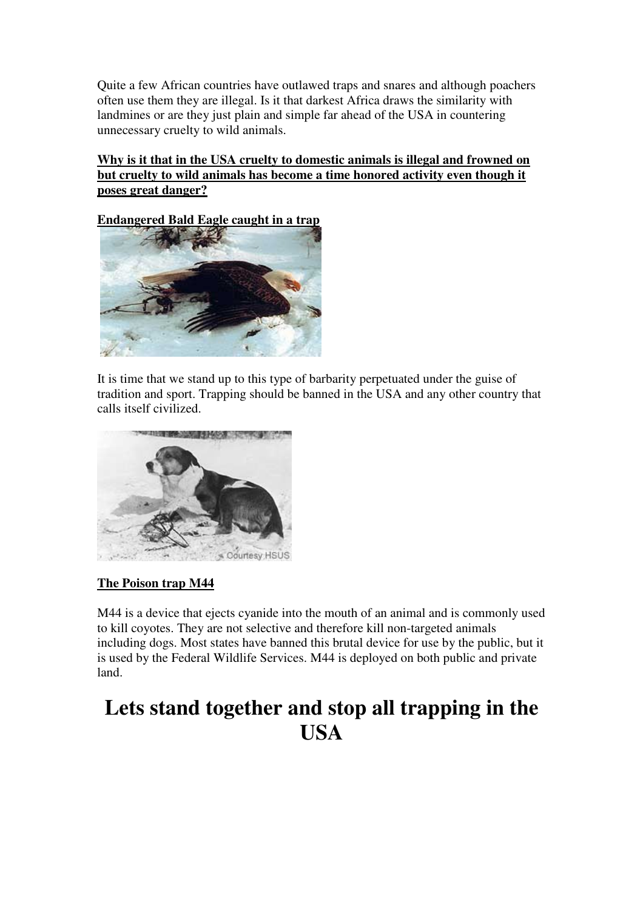Quite a few African countries have outlawed traps and snares and although poachers often use them they are illegal. Is it that darkest Africa draws the similarity with landmines or are they just plain and simple far ahead of the USA in countering unnecessary cruelty to wild animals.

**Why is it that in the USA cruelty to domestic animals is illegal and frowned on but cruelty to wild animals has become a time honored activity even though it poses great danger?**

**Endangered Bald Eagle caught in a trap**

It is time that we stand up to this type of barbarity perpetuated under the guise of tradition and sport. Trapping should be banned in the USA and any other country that calls itself civilized.

Courtesy HSUS

**The Poison trap M44**

M44 is a device that ejects cyanide into the mouth of an animal and is commonly used to kill coyotes. They are not selective and therefore kill non-targeted animals including dogs. Most states have banned this brutal device for use by the public, but it is used by the Federal Wildlife Services. M44 is deployed on both public and private land.

# Lets stand together and stop all trapping in the USA